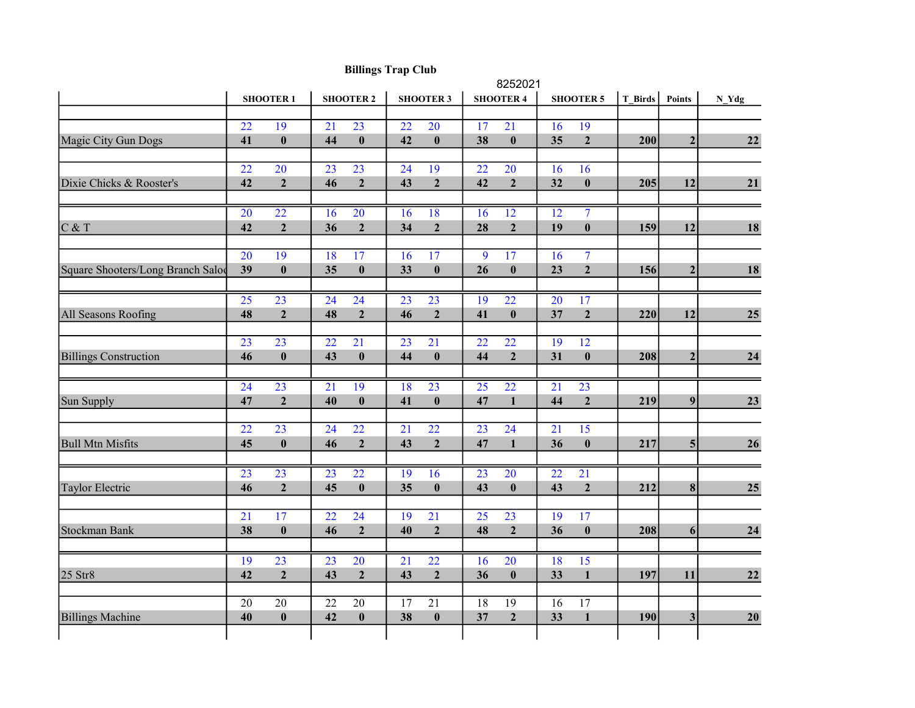# Billings Trap Club

8252021

| | SHOOTER 1 | | SHOOTER 2 | | SHOOTER 3 | | SHOOTER 4 | | SHOOTER 5 | | T_Birds | Points | N_Ydg |
|---|---|---|---|---|---|---|---|---|---|---|---|---|---|
| | 22 | 19 | 21 | 23 | 22 | 20 | 17 | 21 | 16 | 19 | | | |
| Magic City Gun Dogs | **41** | **0** | **44** | **0** | **42** | **0** | **38** | **0** | **35** | **2** | **200** | **2** | **22** |
| | 22 | 20 | 23 | 23 | 24 | 19 | 22 | 20 | 16 | 16 | | | |
| Dixie Chicks & Rooster's | **42** | **2** | **46** | **2** | **43** | **2** | **42** | **2** | **32** | **0** | **205** | **12** | **21** |
| | 20 | 22 | 16 | 20 | 16 | 18 | 16 | 12 | 12 | 7 | | | |
| C & T | **42** | **2** | **36** | **2** | **34** | **2** | **28** | **2** | **19** | **0** | **159** | **12** | **18** |
| | 20 | 19 | 18 | 17 | 16 | 17 | 9 | 17 | 16 | 7 | | | |
| Square Shooters/Long Branch Saloo | **39** | **0** | **35** | **0** | **33** | **0** | **26** | **0** | **23** | **2** | **156** | **2** | **18** |
| | 25 | 23 | 24 | 24 | 23 | 23 | 19 | 22 | 20 | 17 | | | |
| All Seasons Roofing | **48** | **2** | **48** | **2** | **46** | **2** | **41** | **0** | **37** | **2** | **220** | **12** | **25** |
| | 23 | 23 | 22 | 21 | 23 | 21 | 22 | 22 | 19 | 12 | | | |
| Billings Construction | **46** | **0** | **43** | **0** | **44** | **0** | **44** | **2** | **31** | **0** | **208** | **2** | **24** |
| | 24 | 23 | 21 | 19 | 18 | 23 | 25 | 22 | 21 | 23 | | | |
| Sun Supply | **47** | **2** | **40** | **0** | **41** | **0** | **47** | **1** | **44** | **2** | **219** | **9** | **23** |
| | 22 | 23 | 24 | 22 | 21 | 22 | 23 | 24 | 21 | 15 | | | |
| Bull Mtn Misfits | **45** | **0** | **46** | **2** | **43** | **2** | **47** | **1** | **36** | **0** | **217** | **5** | **26** |
| | 23 | 23 | 23 | 22 | 19 | 16 | 23 | 20 | 22 | 21 | | | |
| Taylor Electric | **46** | **2** | **45** | **0** | **35** | **0** | **43** | **0** | **43** | **2** | **212** | **8** | **25** |
| | 21 | 17 | 22 | 24 | 19 | 21 | 25 | 23 | 19 | 17 | | | |
| Stockman Bank | **38** | **0** | **46** | **2** | **40** | **2** | **48** | **2** | **36** | **0** | **208** | **6** | **24** |
| | 19 | 23 | 23 | 20 | 21 | 22 | 16 | 20 | 18 | 15 | | | |
| 25 Str8 | **42** | **2** | **43** | **2** | **43** | **2** | **36** | **0** | **33** | **1** | **197** | **11** | **22** |
| | 20 | 20 | 22 | 20 | 17 | 21 | 18 | 19 | 16 | 17 | | | |
| Billings Machine | **40** | **0** | **42** | **0** | **38** | **0** | **37** | **2** | **33** | **1** | **190** | **3** | **20** |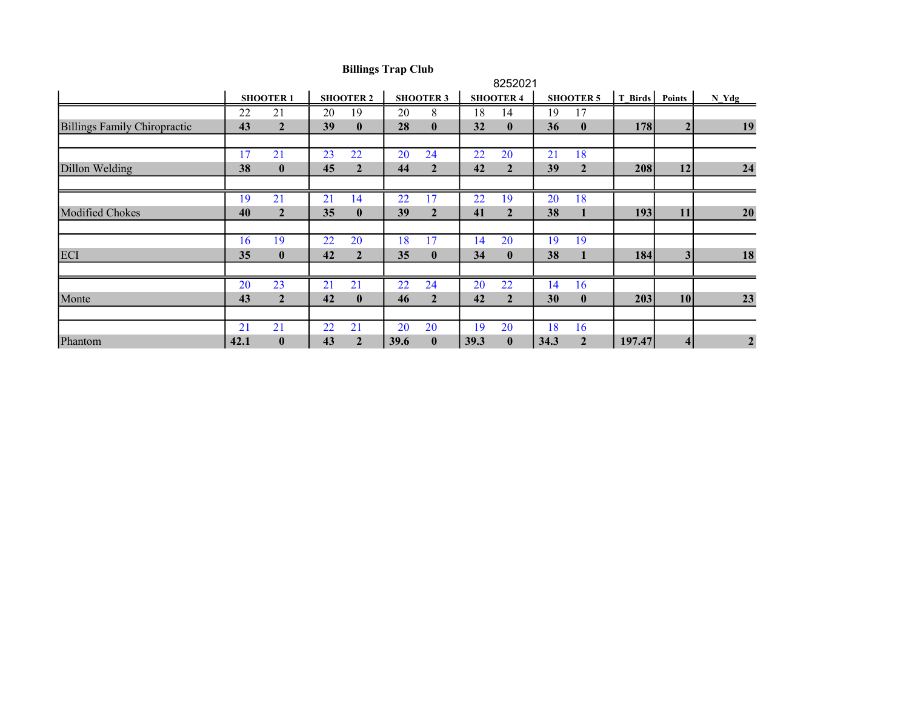**Billings Trap Club**

8252021

| | SHOOTER 1 | | SHOOTER 2 | | SHOOTER 3 | | SHOOTER 4 | | SHOOTER 5 | | T_Birds | Points | N_Ydg |
|---|---|---|---|---|---|---|---|---|---|---|---|---|---|
| | 22 | 21 | 20 | 19 | 20 | 8 | 18 | 14 | 19 | 17 | | | |
| Billings Family Chiropractic | **43** | **2** | **39** | **0** | **28** | **0** | **32** | **0** | **36** | **0** | **178** | **2** | **19** |
| | 17 | 21 | 23 | 22 | 20 | 24 | 22 | 20 | 21 | 18 | | | |
| Dillon Welding | **38** | **0** | **45** | **2** | **44** | **2** | **42** | **2** | **39** | **2** | **208** | **12** | **24** |
| | 19 | 21 | 21 | 14 | 22 | 17 | 22 | 19 | 20 | 18 | | | |
| Modified Chokes | **40** | **2** | **35** | **0** | **39** | **2** | **41** | **2** | **38** | **1** | **193** | **11** | **20** |
| | 16 | 19 | 22 | 20 | 18 | 17 | 14 | 20 | 19 | 19 | | | |
| ECI | **35** | **0** | **42** | **2** | **35** | **0** | **34** | **0** | **38** | **1** | **184** | **3** | **18** |
| | 20 | 23 | 21 | 21 | 22 | 24 | 20 | 22 | 14 | 16 | | | |
| Monte | **43** | **2** | **42** | **0** | **46** | **2** | **42** | **2** | **30** | **0** | **203** | **10** | **23** |
| | 21 | 21 | 22 | 21 | 20 | 20 | 19 | 20 | 18 | 16 | | | |
| Phantom | **42.1** | **0** | **43** | **2** | **39.6** | **0** | **39.3** | **0** | **34.3** | **2** | **197.47** | **4** | **2** |